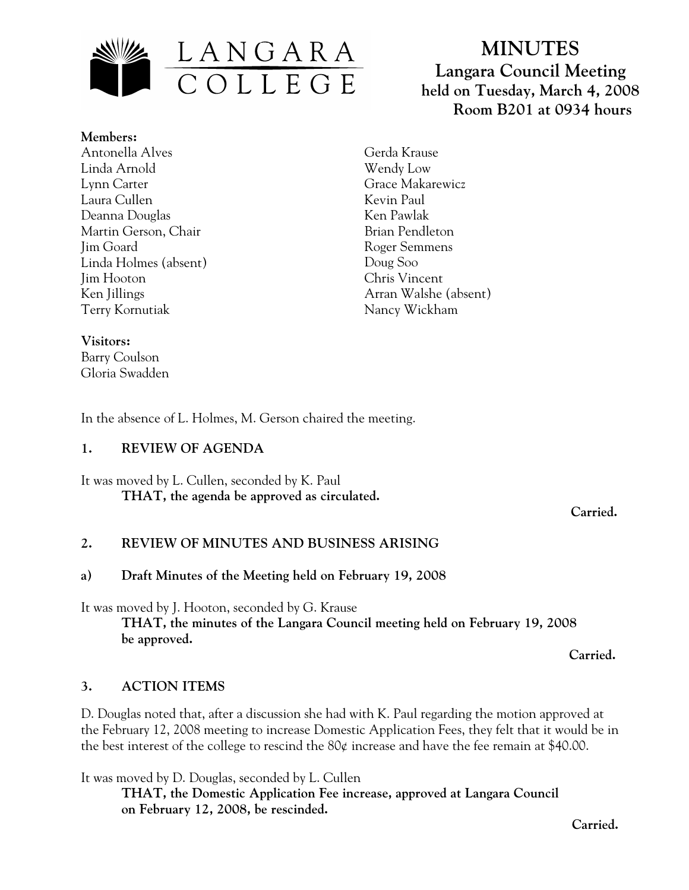# MINUTES

## Langara Council Meeting

**held on Tuesday, March 4, 2008**
**Room B201 at 0934 hours**

**Members:**

Antonella Alves
Linda Arnold
Lynn Carter
Laura Cullen
Deanna Douglas
Martin Gerson, Chair
Jim Goard
Linda Holmes (absent)
Jim Hooton
Ken Jillings
Terry Kornutiak
Gerda Krause
Wendy Low
Grace Makarewicz
Kevin Paul
Ken Pawlak
Brian Pendleton
Roger Semmens
Doug Soo
Chris Vincent
Arran Walshe (absent)
Nancy Wickham

**Visitors:**

Barry Coulson
Gloria Swadden

In the absence of L. Holmes, M. Gerson chaired the meeting.

### 1. REVIEW OF AGENDA

It was moved by L. Cullen, seconded by K. Paul

**THAT, the agenda be approved as circulated.**

**Carried.**

### 2. REVIEW OF MINUTES AND BUSINESS ARISING

#### a) Draft Minutes of the Meeting held on February 19, 2008

It was moved by J. Hooton, seconded by G. Krause

**THAT, the minutes of the Langara Council meeting held on February 19, 2008 be approved.**

**Carried.**

### 3. ACTION ITEMS

D. Douglas noted that, after a discussion she had with K. Paul regarding the motion approved at the February 12, 2008 meeting to increase Domestic Application Fees, they felt that it would be in the best interest of the college to rescind the 80¢ increase and have the fee remain at $40.00.

It was moved by D. Douglas, seconded by L. Cullen

**THAT, the Domestic Application Fee increase, approved at Langara Council on February 12, 2008, be rescinded.**

**Carried.**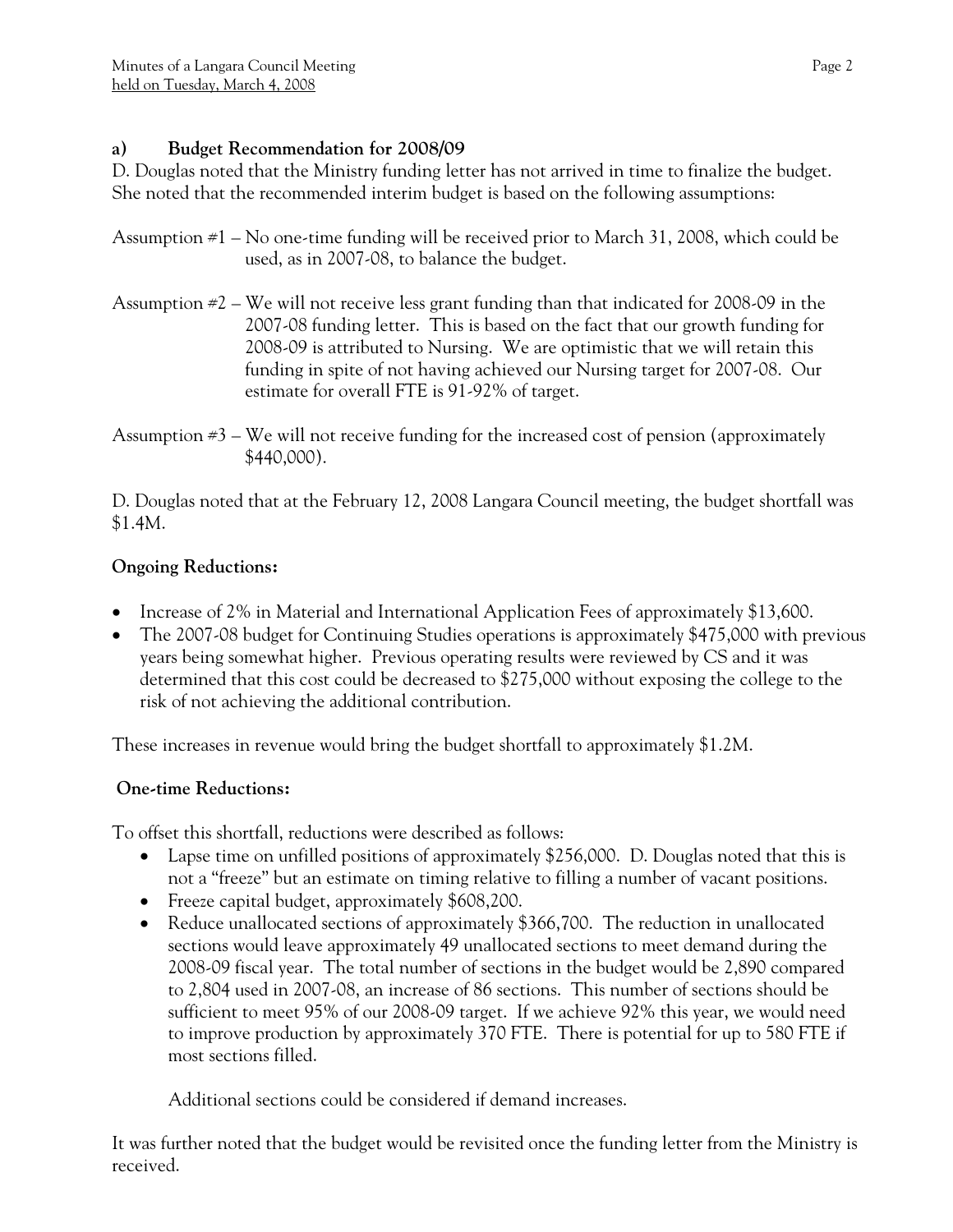### a) Budget Recommendation for 2008/09

D. Douglas noted that the Ministry funding letter has not arrived in time to finalize the budget. She noted that the recommended interim budget is based on the following assumptions:

Assumption #1 – No one-time funding will be received prior to March 31, 2008, which could be used, as in 2007-08, to balance the budget.

Assumption #2 – We will not receive less grant funding than that indicated for 2008-09 in the 2007-08 funding letter. This is based on the fact that our growth funding for 2008-09 is attributed to Nursing. We are optimistic that we will retain this funding in spite of not having achieved our Nursing target for 2007-08. Our estimate for overall FTE is 91-92% of target.

Assumption #3 – We will not receive funding for the increased cost of pension (approximately $440,000).

D. Douglas noted that at the February 12, 2008 Langara Council meeting, the budget shortfall was $1.4M.

**Ongoing Reductions:**

- Increase of 2% in Material and International Application Fees of approximately $13,600.
- The 2007-08 budget for Continuing Studies operations is approximately $475,000 with previous years being somewhat higher. Previous operating results were reviewed by CS and it was determined that this cost could be decreased to $275,000 without exposing the college to the risk of not achieving the additional contribution.

These increases in revenue would bring the budget shortfall to approximately $1.2M.

**One-time Reductions:**

To offset this shortfall, reductions were described as follows:

- Lapse time on unfilled positions of approximately $256,000. D. Douglas noted that this is not a "freeze" but an estimate on timing relative to filling a number of vacant positions.
- Freeze capital budget, approximately $608,200.
- Reduce unallocated sections of approximately $366,700. The reduction in unallocated sections would leave approximately 49 unallocated sections to meet demand during the 2008-09 fiscal year. The total number of sections in the budget would be 2,890 compared to 2,804 used in 2007-08, an increase of 86 sections. This number of sections should be sufficient to meet 95% of our 2008-09 target. If we achieve 92% this year, we would need to improve production by approximately 370 FTE. There is potential for up to 580 FTE if most sections filled.

  Additional sections could be considered if demand increases.

It was further noted that the budget would be revisited once the funding letter from the Ministry is received.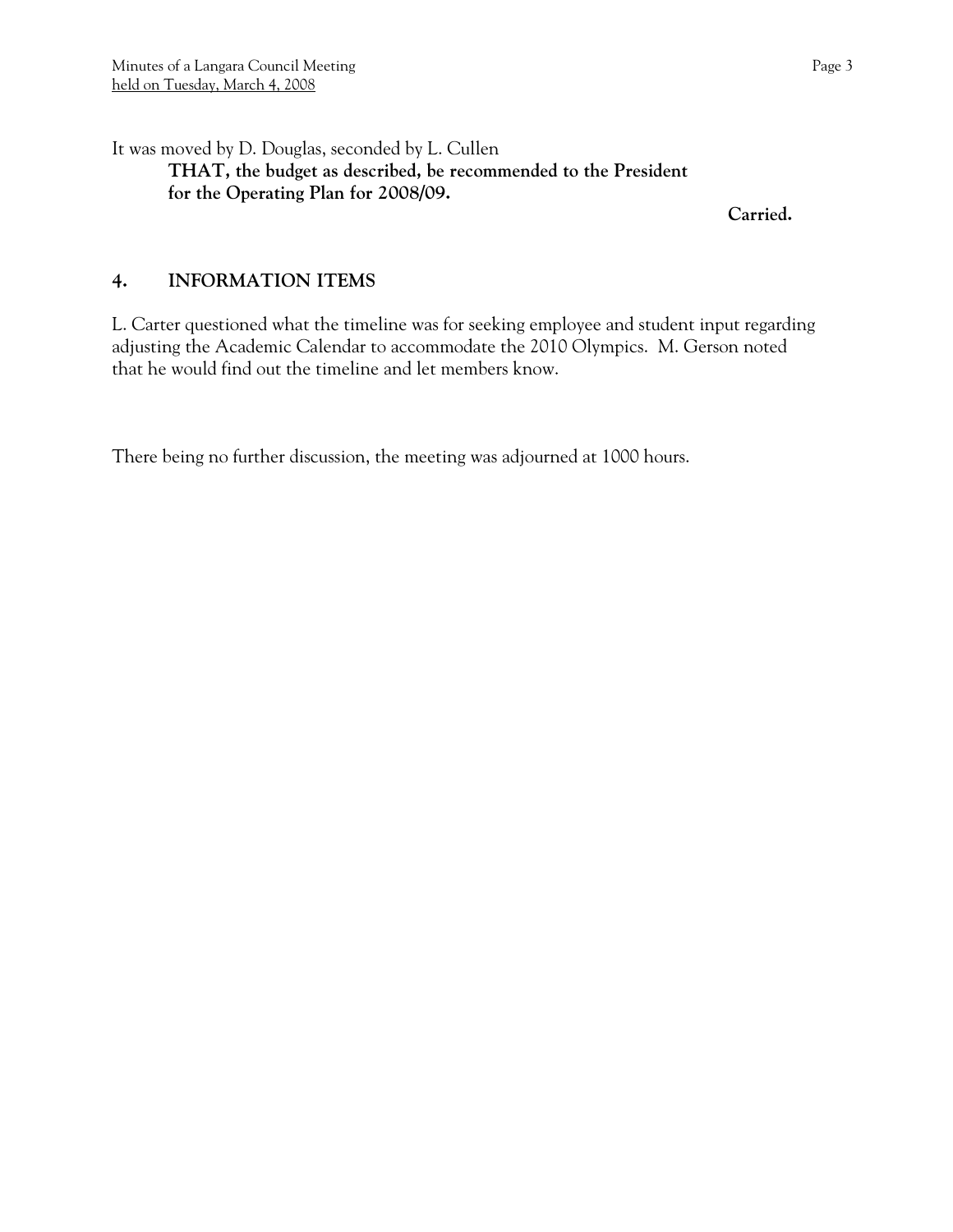It was moved by D. Douglas, seconded by L. Cullen

**THAT, the budget as described, be recommended to the President for the Operating Plan for 2008/09.**

**Carried.**

## 4. INFORMATION ITEMS

L. Carter questioned what the timeline was for seeking employee and student input regarding adjusting the Academic Calendar to accommodate the 2010 Olympics. M. Gerson noted that he would find out the timeline and let members know.

There being no further discussion, the meeting was adjourned at 1000 hours.